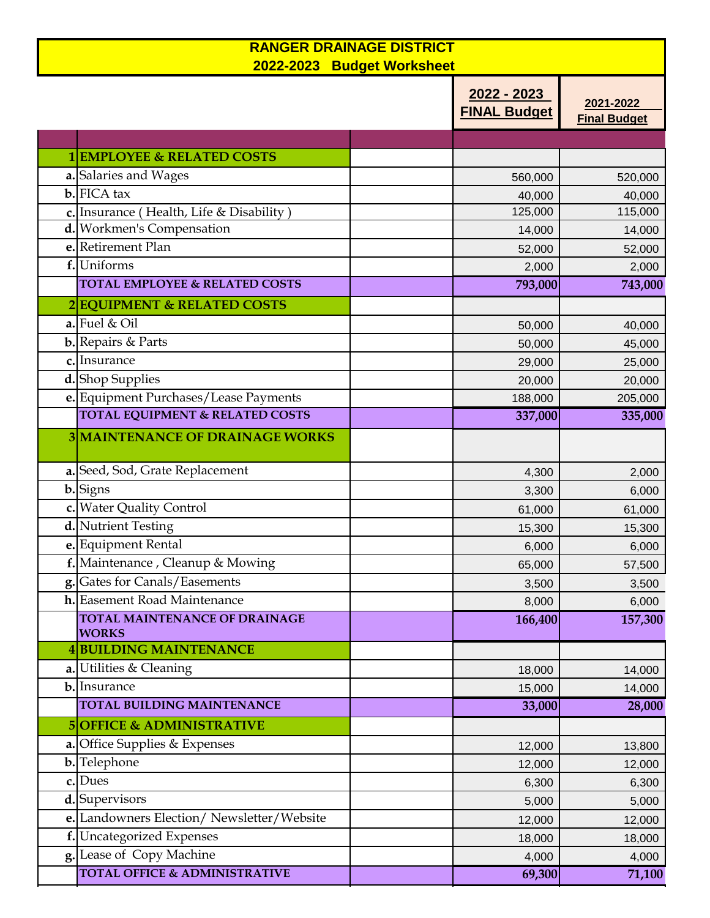# RANGER DRAINAGE DISTRICT
## 2022-2023 Budget Worksheet

| | | | 2022 - 2023 FINAL Budget | 2021-2022 Final Budget |
|---|---|---|---|---|
| **1** | **EMPLOYEE & RELATED COSTS** | | | |
| **a.** | Salaries and Wages | | 560,000 | 520,000 |
| **b.** | FICA tax | | 40,000 | 40,000 |
| **c.** | Insurance ( Health, Life & Disability ) | | 125,000 | 115,000 |
| **d.** | Workmen's Compensation | | 14,000 | 14,000 |
| **e.** | Retirement Plan | | 52,000 | 52,000 |
| **f.** | Uniforms | | 2,000 | 2,000 |
| | **TOTAL EMPLOYEE & RELATED COSTS** | | **793,000** | **743,000** |
| **2** | **EQUIPMENT & RELATED COSTS** | | | |
| **a.** | Fuel & Oil | | 50,000 | 40,000 |
| **b.** | Repairs & Parts | | 50,000 | 45,000 |
| **c.** | Insurance | | 29,000 | 25,000 |
| **d.** | Shop Supplies | | 20,000 | 20,000 |
| **e.** | Equipment Purchases/Lease Payments | | 188,000 | 205,000 |
| | **TOTAL EQUIPMENT & RELATED COSTS** | | **337,000** | **335,000** |
| **3** | **MAINTENANCE OF DRAINAGE WORKS** | | | |
| **a.** | Seed, Sod, Grate Replacement | | 4,300 | 2,000 |
| **b.** | Signs | | 3,300 | 6,000 |
| **c.** | Water Quality Control | | 61,000 | 61,000 |
| **d.** | Nutrient Testing | | 15,300 | 15,300 |
| **e.** | Equipment Rental | | 6,000 | 6,000 |
| **f.** | Maintenance , Cleanup & Mowing | | 65,000 | 57,500 |
| **g.** | Gates for Canals/Easements | | 3,500 | 3,500 |
| **h.** | Easement Road Maintenance | | 8,000 | 6,000 |
| | **TOTAL MAINTENANCE OF DRAINAGE WORKS** | | **166,400** | **157,300** |
| **4** | **BUILDING MAINTENANCE** | | | |
| **a.** | Utilities & Cleaning | | 18,000 | 14,000 |
| **b.** | Insurance | | 15,000 | 14,000 |
| | **TOTAL BUILDING MAINTENANCE** | | **33,000** | **28,000** |
| **5** | **OFFICE & ADMINISTRATIVE** | | | |
| **a.** | Office Supplies & Expenses | | 12,000 | 13,800 |
| **b.** | Telephone | | 12,000 | 12,000 |
| **c.** | Dues | | 6,300 | 6,300 |
| **d.** | Supervisors | | 5,000 | 5,000 |
| **e.** | Landowners Election/ Newsletter/Website | | 12,000 | 12,000 |
| **f.** | Uncategorized Expenses | | 18,000 | 18,000 |
| **g.** | Lease of Copy Machine | | 4,000 | 4,000 |
| | **TOTAL OFFICE & ADMINISTRATIVE** | | **69,300** | **71,100** |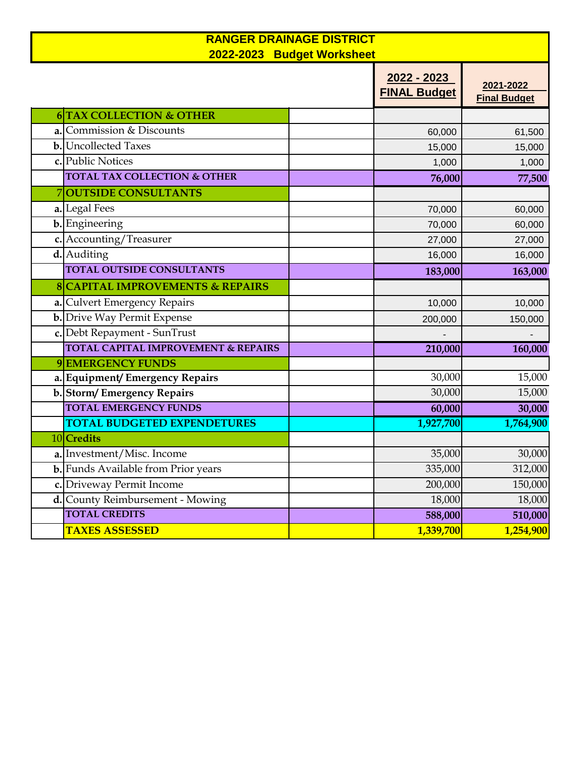# RANGER DRAINAGE DISTRICT
## 2022-2023 Budget Worksheet

| | | | 2022 - 2023 FINAL Budget | 2021-2022 Final Budget |
|---|---|---|---|---|
| 6 | **TAX COLLECTION & OTHER** | | | |
| a. | Commission & Discounts | | 60,000 | 61,500 |
| b. | Uncollected Taxes | | 15,000 | 15,000 |
| c. | Public Notices | | 1,000 | 1,000 |
| | **TOTAL TAX COLLECTION & OTHER** | | **76,000** | **77,500** |
| 7 | **OUTSIDE CONSULTANTS** | | | |
| a. | Legal Fees | | 70,000 | 60,000 |
| b. | Engineering | | 70,000 | 60,000 |
| c. | Accounting/Treasurer | | 27,000 | 27,000 |
| d. | Auditing | | 16,000 | 16,000 |
| | **TOTAL OUTSIDE CONSULTANTS** | | **183,000** | **163,000** |
| 8 | **CAPITAL IMPROVEMENTS & REPAIRS** | | | |
| a. | Culvert Emergency Repairs | | 10,000 | 10,000 |
| b. | Drive Way Permit Expense | | 200,000 | 150,000 |
| c. | Debt Repayment - SunTrust | | - | - |
| | **TOTAL CAPITAL IMPROVEMENT & REPAIRS** | | **210,000** | **160,000** |
| 9 | **EMERGENCY FUNDS** | | | |
| a. | **Equipment/ Emergency Repairs** | | 30,000 | 15,000 |
| b. | **Storm/ Emergency Repairs** | | 30,000 | 15,000 |
| | **TOTAL EMERGENCY FUNDS** | | **60,000** | **30,000** |
| | **TOTAL BUDGETED EXPENDETURES** | | **1,927,700** | **1,764,900** |
| 10 | **Credits** | | | |
| a. | Investment/Misc. Income | | 35,000 | 30,000 |
| b. | Funds Available from Prior years | | 335,000 | 312,000 |
| c. | Driveway Permit Income | | 200,000 | 150,000 |
| d. | County Reimbursement - Mowing | | 18,000 | 18,000 |
| | **TOTAL CREDITS** | | **588,000** | **510,000** |
| | **TAXES ASSESSED** | | **1,339,700** | **1,254,900** |